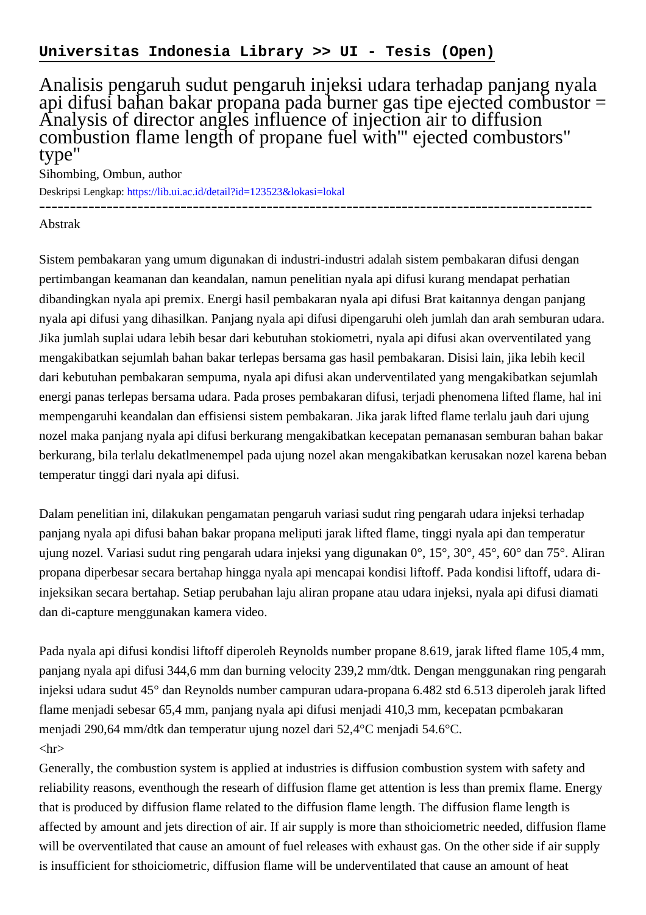**Universitas Indonesia Library >> UI - Tesis (Open)**

# Analisis pengaruh sudut pengaruh injeksi udara terhadap panjang nyala api difusi bahan bakar propana pada burner gas tipe ejected combustor = Analysis of director angles influence of injection air to diffusion combustion flame length of propane fuel with"' ejected combustors" type"

Sihombing, Ombun, author

Deskripsi Lengkap: https://lib.ui.ac.id/detail?id=123523&lokasi=lokal

------------------------------------------------------------------------------------------

Abstrak

Sistem pembakaran yang umum digunakan di industri-industri adalah sistem pembakaran difusi dengan pertimbangan keamanan dan keandalan, namun penelitian nyala api difusi kurang mendapat perhatian dibandingkan nyala api premix. Energi hasil pembakaran nyala api difusi Brat kaitannya dengan panjang nyala api difusi yang dihasilkan. Panjang nyala api difusi dipengaruhi oleh jumlah dan arah semburan udara. Jika jumlah suplai udara lebih besar dari kebutuhan stokiometri, nyala api difusi akan overventilated yang mengakibatkan sejumlah bahan bakar terlepas bersama gas hasil pembakaran. Disisi lain, jika lebih kecil dari kebutuhan pembakaran sempuma, nyala api difusi akan underventilated yang mengakibatkan sejumlah energi panas terlepas bersama udara. Pada proses pembakaran difusi, terjadi phenomena lifted flame, hal ini mempengaruhi keandalan dan effisiensi sistem pembakaran. Jika jarak lifted flame terlalu jauh dari ujung nozel maka panjang nyala api difusi berkurang mengakibatkan kecepatan pemanasan semburan bahan bakar berkurang, bila terlalu dekatlmenempel pada ujung nozel akan mengakibatkan kerusakan nozel karena beban temperatur tinggi dari nyala api difusi.

Dalam penelitian ini, dilakukan pengamatan pengaruh variasi sudut ring pengarah udara injeksi terhadap panjang nyala api difusi bahan bakar propana meliputi jarak lifted flame, tinggi nyala api dan temperatur ujung nozel. Variasi sudut ring pengarah udara injeksi yang digunakan 0°, 15°, 30°, 45°, 60° dan 75°. Aliran propana diperbesar secara bertahap hingga nyala api mencapai kondisi liftoff. Pada kondisi liftoff, udara di-injeksikan secara bertahap. Setiap perubahan laju aliran propane atau udara injeksi, nyala api difusi diamati dan di-capture menggunakan kamera video.

Pada nyala api difusi kondisi liftoff diperoleh Reynolds number propane 8.619, jarak lifted flame 105,4 mm, panjang nyala api difusi 344,6 mm dan burning velocity 239,2 mm/dtk. Dengan menggunakan ring pengarah injeksi udara sudut 45° dan Reynolds number campuran udara-propana 6.482 std 6.513 diperoleh jarak lifted flame menjadi sebesar 65,4 mm, panjang nyala api difusi menjadi 410,3 mm, kecepatan pcmbakaran menjadi 290,64 mm/dtk dan temperatur ujung nozel dari 52,4°C menjadi 54.6°C.

<hr>

Generally, the combustion system is applied at industries is diffusion combustion system with safety and reliability reasons, eventhough the researh of diffusion flame get attention is less than premix flame. Energy that is produced by diffusion flame related to the diffusion flame length. The diffusion flame length is affected by amount and jets direction of air. If air supply is more than sthoiciometric needed, diffusion flame will be overventilated that cause an amount of fuel releases with exhaust gas. On the other side if air supply is insufficient for sthoiciometric, diffusion flame will be underventilated that cause an amount of heat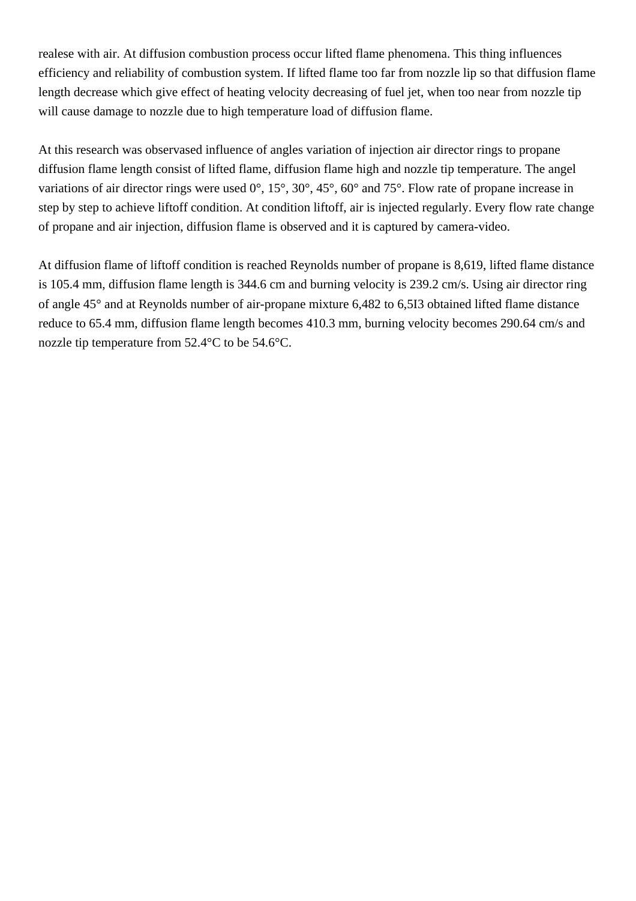realese with air. At diffusion combustion process occur lifted flame phenomena. This thing influences efficiency and reliability of combustion system. If lifted flame too far from nozzle lip so that diffusion flame length decrease which give effect of heating velocity decreasing of fuel jet, when too near from nozzle tip will cause damage to nozzle due to high temperature load of diffusion flame.

At this research was observased influence of angles variation of injection air director rings to propane diffusion flame length consist of lifted flame, diffusion flame high and nozzle tip temperature. The angel variations of air director rings were used 0°, 15°, 30°, 45°, 60° and 75°. Flow rate of propane increase in step by step to achieve liftoff condition. At condition liftoff, air is injected regularly. Every flow rate change of propane and air injection, diffusion flame is observed and it is captured by camera-video.

At diffusion flame of liftoff condition is reached Reynolds number of propane is 8,619, lifted flame distance is 105.4 mm, diffusion flame length is 344.6 cm and burning velocity is 239.2 cm/s. Using air director ring of angle 45° and at Reynolds number of air-propane mixture 6,482 to 6,5I3 obtained lifted flame distance reduce to 65.4 mm, diffusion flame length becomes 410.3 mm, burning velocity becomes 290.64 cm/s and nozzle tip temperature from 52.4°C to be 54.6°C.